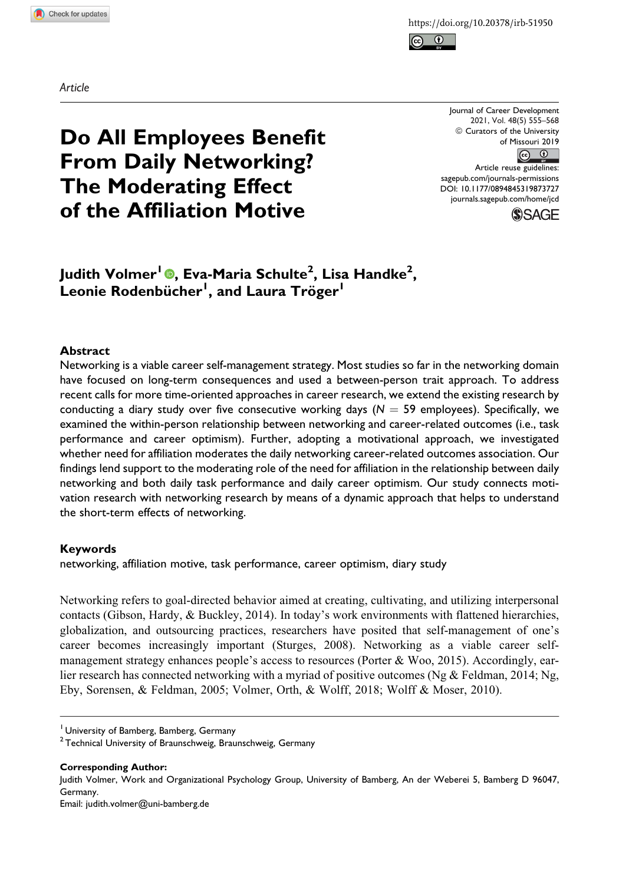*Article*

# Do All Employees Benefit From Daily Networking? The Moderating Effect of the Affiliation Motive

**Judith Volmer[1], Eva-Maria Schulte[2], Lisa Handke[2], Leonie Rodenbücher[1], and Laura Tröger[1]**

### Abstract

Networking is a viable career self-management strategy. Most studies so far in the networking domain have focused on long-term consequences and used a between-person trait approach. To address recent calls for more time-oriented approaches in career research, we extend the existing research by conducting a diary study over five consecutive working days ($N = 59$ employees). Specifically, we examined the within-person relationship between networking and career-related outcomes (i.e., task performance and career optimism). Further, adopting a motivational approach, we investigated whether need for affiliation moderates the daily networking career-related outcomes association. Our findings lend support to the moderating role of the need for affiliation in the relationship between daily networking and both daily task performance and daily career optimism. Our study connects motivation research with networking research by means of a dynamic approach that helps to understand the short-term effects of networking.

### Keywords

networking, affiliation motive, task performance, career optimism, diary study

Networking refers to goal-directed behavior aimed at creating, cultivating, and utilizing interpersonal contacts (Gibson, Hardy, & Buckley, 2014). In today's work environments with flattened hierarchies, globalization, and outsourcing practices, researchers have posited that self-management of one's career becomes increasingly important (Sturges, 2008). Networking as a viable career self-management strategy enhances people's access to resources (Porter & Woo, 2015). Accordingly, earlier research has connected networking with a myriad of positive outcomes (Ng & Feldman, 2014; Ng, Eby, Sorensen, & Feldman, 2005; Volmer, Orth, & Wolff, 2018; Wolff & Moser, 2010).

[1] University of Bamberg, Bamberg, Germany
[2] Technical University of Braunschweig, Braunschweig, Germany

**Corresponding Author:**
Judith Volmer, Work and Organizational Psychology Group, University of Bamberg, An der Weberei 5, Bamberg D 96047, Germany.
Email: judith.volmer@uni-bamberg.de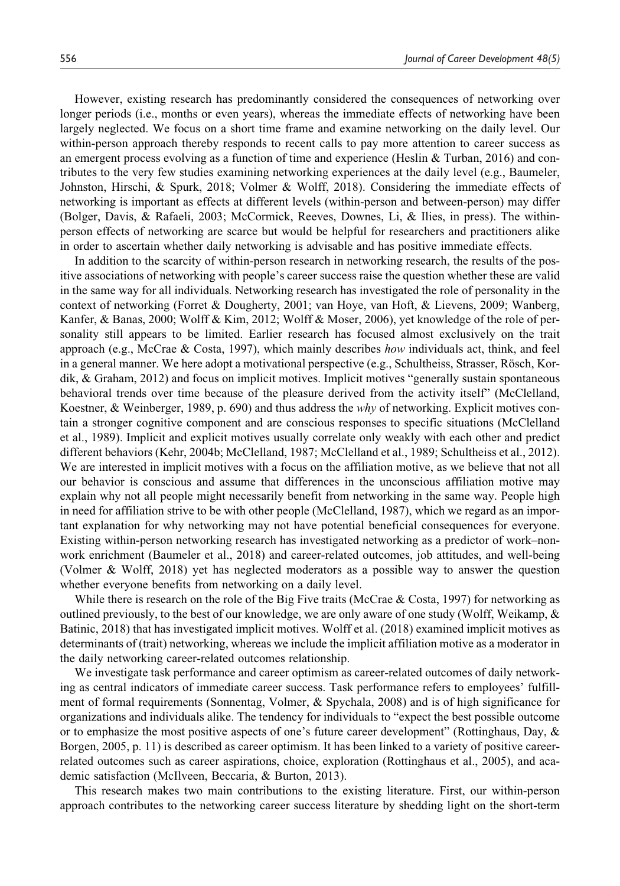However, existing research has predominantly considered the consequences of networking over longer periods (i.e., months or even years), whereas the immediate effects of networking have been largely neglected. We focus on a short time frame and examine networking on the daily level. Our within-person approach thereby responds to recent calls to pay more attention to career success as an emergent process evolving as a function of time and experience (Heslin & Turban, 2016) and contributes to the very few studies examining networking experiences at the daily level (e.g., Baumeler, Johnston, Hirschi, & Spurk, 2018; Volmer & Wolff, 2018). Considering the immediate effects of networking is important as effects at different levels (within-person and between-person) may differ (Bolger, Davis, & Rafaeli, 2003; McCormick, Reeves, Downes, Li, & Ilies, in press). The within-person effects of networking are scarce but would be helpful for researchers and practitioners alike in order to ascertain whether daily networking is advisable and has positive immediate effects.

In addition to the scarcity of within-person research in networking research, the results of the positive associations of networking with people's career success raise the question whether these are valid in the same way for all individuals. Networking research has investigated the role of personality in the context of networking (Forret & Dougherty, 2001; van Hoye, van Hoft, & Lievens, 2009; Wanberg, Kanfer, & Banas, 2000; Wolff & Kim, 2012; Wolff & Moser, 2006), yet knowledge of the role of personality still appears to be limited. Earlier research has focused almost exclusively on the trait approach (e.g., McCrae & Costa, 1997), which mainly describes *how* individuals act, think, and feel in a general manner. We here adopt a motivational perspective (e.g., Schultheiss, Strasser, Rösch, Kordik, & Graham, 2012) and focus on implicit motives. Implicit motives "generally sustain spontaneous behavioral trends over time because of the pleasure derived from the activity itself" (McClelland, Koestner, & Weinberger, 1989, p. 690) and thus address the *why* of networking. Explicit motives contain a stronger cognitive component and are conscious responses to specific situations (McClelland et al., 1989). Implicit and explicit motives usually correlate only weakly with each other and predict different behaviors (Kehr, 2004b; McClelland, 1987; McClelland et al., 1989; Schultheiss et al., 2012). We are interested in implicit motives with a focus on the affiliation motive, as we believe that not all our behavior is conscious and assume that differences in the unconscious affiliation motive may explain why not all people might necessarily benefit from networking in the same way. People high in need for affiliation strive to be with other people (McClelland, 1987), which we regard as an important explanation for why networking may not have potential beneficial consequences for everyone. Existing within-person networking research has investigated networking as a predictor of work–nonwork enrichment (Baumeler et al., 2018) and career-related outcomes, job attitudes, and well-being (Volmer & Wolff, 2018) yet has neglected moderators as a possible way to answer the question whether everyone benefits from networking on a daily level.

While there is research on the role of the Big Five traits (McCrae & Costa, 1997) for networking as outlined previously, to the best of our knowledge, we are only aware of one study (Wolff, Weikamp, & Batinic, 2018) that has investigated implicit motives. Wolff et al. (2018) examined implicit motives as determinants of (trait) networking, whereas we include the implicit affiliation motive as a moderator in the daily networking career-related outcomes relationship.

We investigate task performance and career optimism as career-related outcomes of daily networking as central indicators of immediate career success. Task performance refers to employees' fulfillment of formal requirements (Sonnentag, Volmer, & Spychala, 2008) and is of high significance for organizations and individuals alike. The tendency for individuals to "expect the best possible outcome or to emphasize the most positive aspects of one's future career development" (Rottinghaus, Day, & Borgen, 2005, p. 11) is described as career optimism. It has been linked to a variety of positive career-related outcomes such as career aspirations, choice, exploration (Rottinghaus et al., 2005), and academic satisfaction (McIlveen, Beccaria, & Burton, 2013).

This research makes two main contributions to the existing literature. First, our within-person approach contributes to the networking career success literature by shedding light on the short-term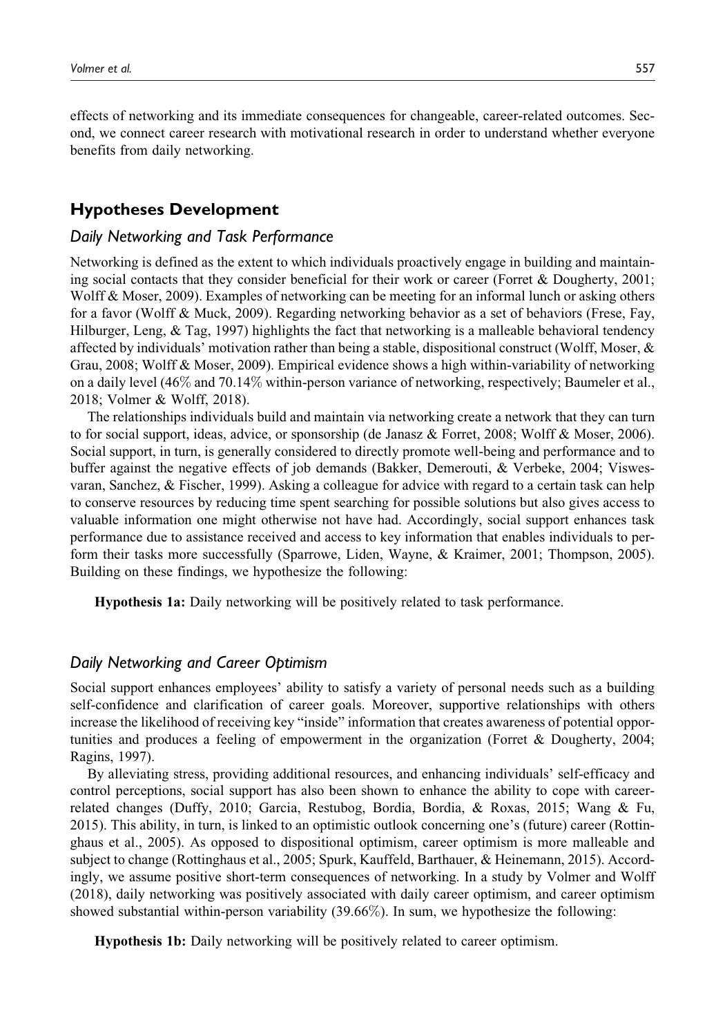effects of networking and its immediate consequences for changeable, career-related outcomes. Second, we connect career research with motivational research in order to understand whether everyone benefits from daily networking.

## Hypotheses Development

### Daily Networking and Task Performance

Networking is defined as the extent to which individuals proactively engage in building and maintaining social contacts that they consider beneficial for their work or career (Forret & Dougherty, 2001; Wolff & Moser, 2009). Examples of networking can be meeting for an informal lunch or asking others for a favor (Wolff & Muck, 2009). Regarding networking behavior as a set of behaviors (Frese, Fay, Hilburger, Leng, & Tag, 1997) highlights the fact that networking is a malleable behavioral tendency affected by individuals' motivation rather than being a stable, dispositional construct (Wolff, Moser, & Grau, 2008; Wolff & Moser, 2009). Empirical evidence shows a high within-variability of networking on a daily level (46% and 70.14% within-person variance of networking, respectively; Baumeler et al., 2018; Volmer & Wolff, 2018).

The relationships individuals build and maintain via networking create a network that they can turn to for social support, ideas, advice, or sponsorship (de Janasz & Forret, 2008; Wolff & Moser, 2006). Social support, in turn, is generally considered to directly promote well-being and performance and to buffer against the negative effects of job demands (Bakker, Demerouti, & Verbeke, 2004; Viswesvaran, Sanchez, & Fischer, 1999). Asking a colleague for advice with regard to a certain task can help to conserve resources by reducing time spent searching for possible solutions but also gives access to valuable information one might otherwise not have had. Accordingly, social support enhances task performance due to assistance received and access to key information that enables individuals to perform their tasks more successfully (Sparrowe, Liden, Wayne, & Kraimer, 2001; Thompson, 2005). Building on these findings, we hypothesize the following:

> **Hypothesis 1a:** Daily networking will be positively related to task performance.

### Daily Networking and Career Optimism

Social support enhances employees' ability to satisfy a variety of personal needs such as a building self-confidence and clarification of career goals. Moreover, supportive relationships with others increase the likelihood of receiving key "inside" information that creates awareness of potential opportunities and produces a feeling of empowerment in the organization (Forret & Dougherty, 2004; Ragins, 1997).

By alleviating stress, providing additional resources, and enhancing individuals' self-efficacy and control perceptions, social support has also been shown to enhance the ability to cope with career-related changes (Duffy, 2010; Garcia, Restubog, Bordia, Bordia, & Roxas, 2015; Wang & Fu, 2015). This ability, in turn, is linked to an optimistic outlook concerning one's (future) career (Rottinghaus et al., 2005). As opposed to dispositional optimism, career optimism is more malleable and subject to change (Rottinghaus et al., 2005; Spurk, Kauffeld, Barthauer, & Heinemann, 2015). Accordingly, we assume positive short-term consequences of networking. In a study by Volmer and Wolff (2018), daily networking was positively associated with daily career optimism, and career optimism showed substantial within-person variability (39.66%). In sum, we hypothesize the following:

> **Hypothesis 1b:** Daily networking will be positively related to career optimism.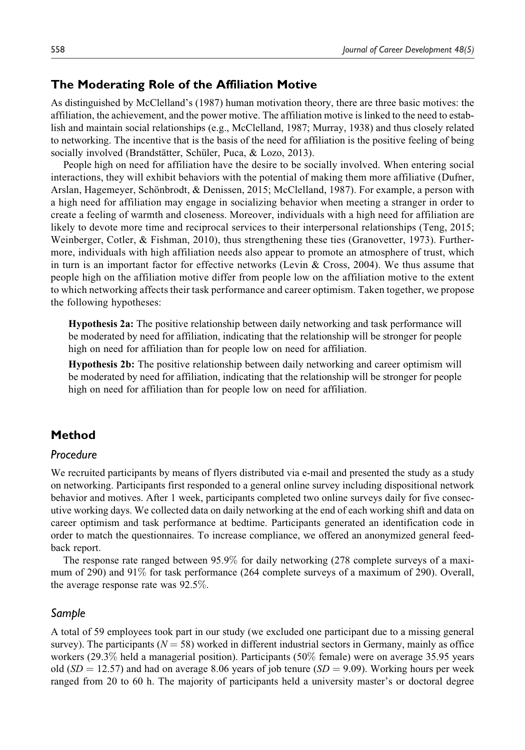## The Moderating Role of the Affiliation Motive

As distinguished by McClelland's (1987) human motivation theory, there are three basic motives: the affiliation, the achievement, and the power motive. The affiliation motive is linked to the need to establish and maintain social relationships (e.g., McClelland, 1987; Murray, 1938) and thus closely related to networking. The incentive that is the basis of the need for affiliation is the positive feeling of being socially involved (Brandstätter, Schüler, Puca, & Lozo, 2013).

People high on need for affiliation have the desire to be socially involved. When entering social interactions, they will exhibit behaviors with the potential of making them more affiliative (Dufner, Arslan, Hagemeyer, Schönbrodt, & Denissen, 2015; McClelland, 1987). For example, a person with a high need for affiliation may engage in socializing behavior when meeting a stranger in order to create a feeling of warmth and closeness. Moreover, individuals with a high need for affiliation are likely to devote more time and reciprocal services to their interpersonal relationships (Teng, 2015; Weinberger, Cotler, & Fishman, 2010), thus strengthening these ties (Granovetter, 1973). Furthermore, individuals with high affiliation needs also appear to promote an atmosphere of trust, which in turn is an important factor for effective networks (Levin & Cross, 2004). We thus assume that people high on the affiliation motive differ from people low on the affiliation motive to the extent to which networking affects their task performance and career optimism. Taken together, we propose the following hypotheses:

> **Hypothesis 2a:** The positive relationship between daily networking and task performance will be moderated by need for affiliation, indicating that the relationship will be stronger for people high on need for affiliation than for people low on need for affiliation.
>
> **Hypothesis 2b:** The positive relationship between daily networking and career optimism will be moderated by need for affiliation, indicating that the relationship will be stronger for people high on need for affiliation than for people low on need for affiliation.

## Method

### *Procedure*

We recruited participants by means of flyers distributed via e-mail and presented the study as a study on networking. Participants first responded to a general online survey including dispositional network behavior and motives. After 1 week, participants completed two online surveys daily for five consecutive working days. We collected data on daily networking at the end of each working shift and data on career optimism and task performance at bedtime. Participants generated an identification code in order to match the questionnaires. To increase compliance, we offered an anonymized general feedback report.

The response rate ranged between 95.9% for daily networking (278 complete surveys of a maximum of 290) and 91% for task performance (264 complete surveys of a maximum of 290). Overall, the average response rate was 92.5%.

### *Sample*

A total of 59 employees took part in our study (we excluded one participant due to a missing general survey). The participants ($N = 58$) worked in different industrial sectors in Germany, mainly as office workers (29.3% held a managerial position). Participants (50% female) were on average 35.95 years old ($SD = 12.57$) and had on average 8.06 years of job tenure ($SD = 9.09$). Working hours per week ranged from 20 to 60 h. The majority of participants held a university master's or doctoral degree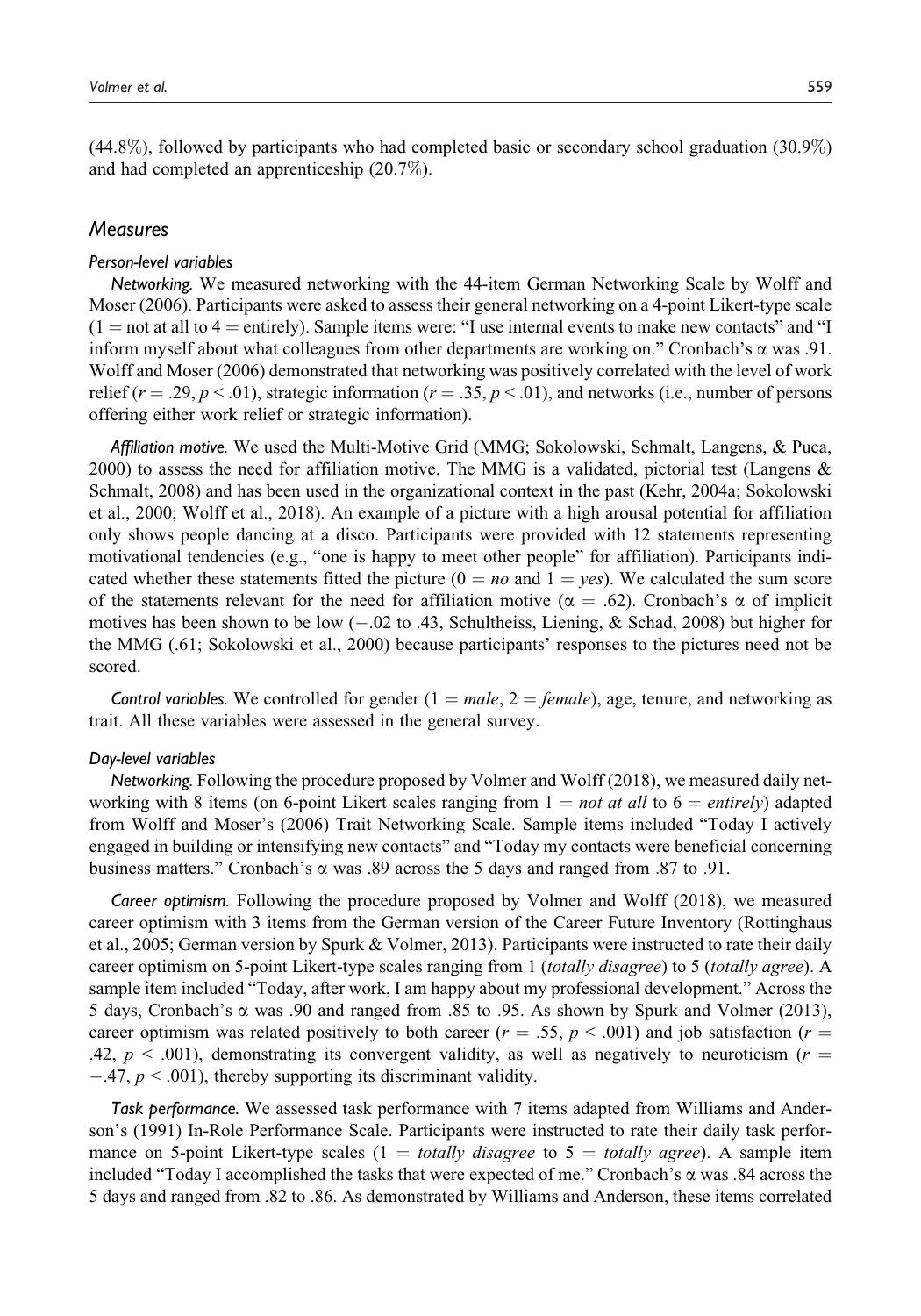(44.8%), followed by participants who had completed basic or secondary school graduation (30.9%) and had completed an apprenticeship (20.7%).

## Measures

### Person-level variables

*Networking.* We measured networking with the 44-item German Networking Scale by Wolff and Moser (2006). Participants were asked to assess their general networking on a 4-point Likert-type scale (1 = not at all to 4 = entirely). Sample items were: "I use internal events to make new contacts" and "I inform myself about what colleagues from other departments are working on." Cronbach's $\alpha$ was .91. Wolff and Moser (2006) demonstrated that networking was positively correlated with the level of work relief ($r = .29$, $p < .01$), strategic information ($r = .35$, $p < .01$), and networks (i.e., number of persons offering either work relief or strategic information).

*Affiliation motive.* We used the Multi-Motive Grid (MMG; Sokolowski, Schmalt, Langens, & Puca, 2000) to assess the need for affiliation motive. The MMG is a validated, pictorial test (Langens & Schmalt, 2008) and has been used in the organizational context in the past (Kehr, 2004a; Sokolowski et al., 2000; Wolff et al., 2018). An example of a picture with a high arousal potential for affiliation only shows people dancing at a disco. Participants were provided with 12 statements representing motivational tendencies (e.g., "one is happy to meet other people" for affiliation). Participants indicated whether these statements fitted the picture (0 = *no* and 1 = *yes*). We calculated the sum score of the statements relevant for the need for affiliation motive ($\alpha = .62$). Cronbach's $\alpha$ of implicit motives has been shown to be low ($-.02$ to .43, Schultheiss, Liening, & Schad, 2008) but higher for the MMG (.61; Sokolowski et al., 2000) because participants' responses to the pictures need not be scored.

*Control variables.* We controlled for gender (1 = *male*, 2 = *female*), age, tenure, and networking as trait. All these variables were assessed in the general survey.

### Day-level variables

*Networking.* Following the procedure proposed by Volmer and Wolff (2018), we measured daily networking with 8 items (on 6-point Likert scales ranging from 1 = *not at all* to 6 = *entirely*) adapted from Wolff and Moser's (2006) Trait Networking Scale. Sample items included "Today I actively engaged in building or intensifying new contacts" and "Today my contacts were beneficial concerning business matters." Cronbach's $\alpha$ was .89 across the 5 days and ranged from .87 to .91.

*Career optimism.* Following the procedure proposed by Volmer and Wolff (2018), we measured career optimism with 3 items from the German version of the Career Future Inventory (Rottinghaus et al., 2005; German version by Spurk & Volmer, 2013). Participants were instructed to rate their daily career optimism on 5-point Likert-type scales ranging from 1 (*totally disagree*) to 5 (*totally agree*). A sample item included "Today, after work, I am happy about my professional development." Across the 5 days, Cronbach's $\alpha$ was .90 and ranged from .85 to .95. As shown by Spurk and Volmer (2013), career optimism was related positively to both career ($r = .55$, $p < .001$) and job satisfaction ($r = .42$, $p < .001$), demonstrating its convergent validity, as well as negatively to neuroticism ($r = -.47$, $p < .001$), thereby supporting its discriminant validity.

*Task performance.* We assessed task performance with 7 items adapted from Williams and Anderson's (1991) In-Role Performance Scale. Participants were instructed to rate their daily task performance on 5-point Likert-type scales (1 = *totally disagree* to 5 = *totally agree*). A sample item included "Today I accomplished the tasks that were expected of me." Cronbach's $\alpha$ was .84 across the 5 days and ranged from .82 to .86. As demonstrated by Williams and Anderson, these items correlated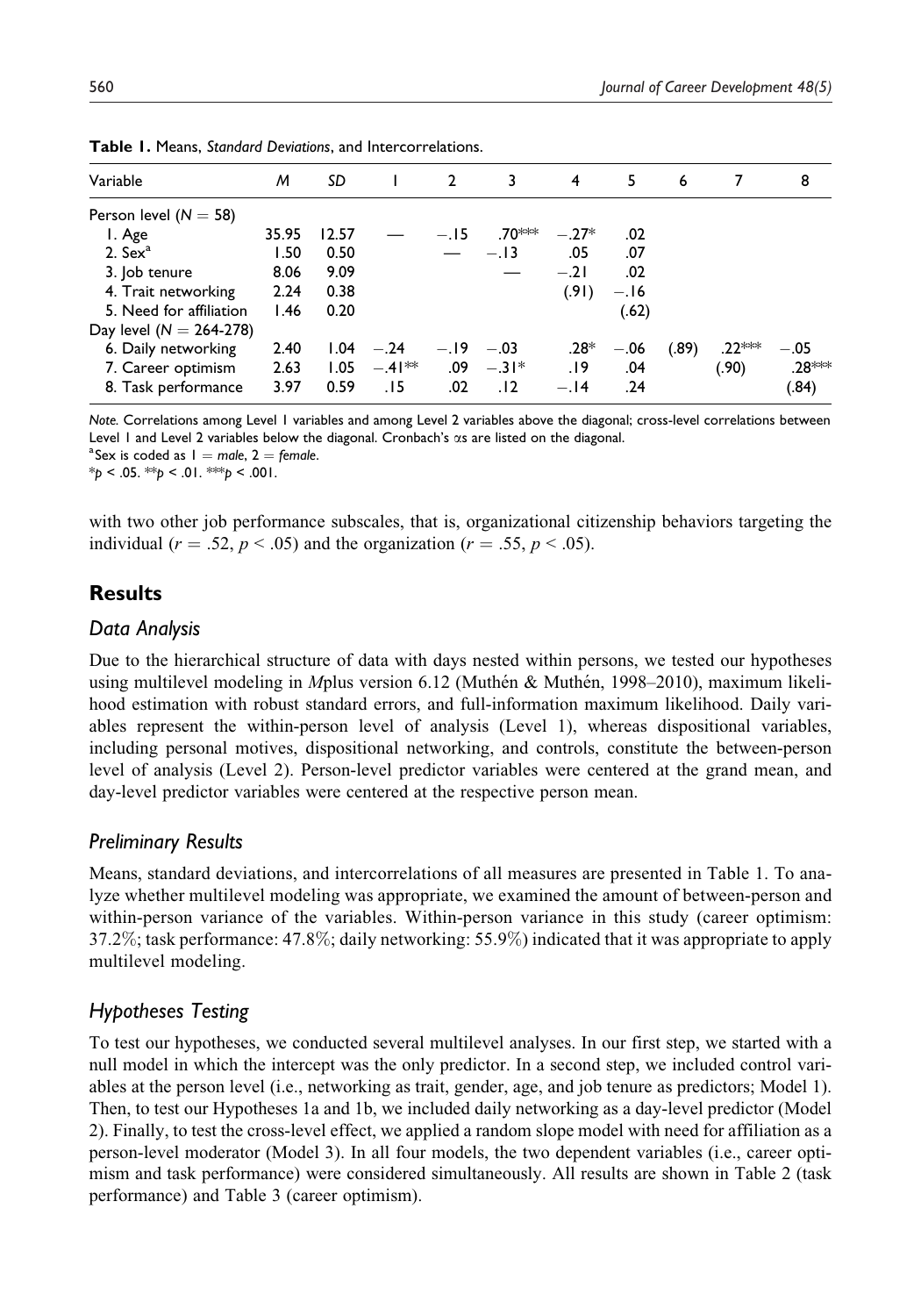**Table 1.** Means, *Standard Deviations*, and Intercorrelations.

| Variable | *M* | *SD* | 1 | 2 | 3 | 4 | 5 | 6 | 7 | 8 |
|---|---|---|---|---|---|---|---|---|---|---|
| Person level ($N = 58$) | | | | | | | | | | |
| 1. Age | 35.95 | 12.57 | — | −.15 | .70*** | −.27* | .02 | | | |
| 2. Sex[a] | 1.50 | 0.50 | | — | −.13 | .05 | .07 | | | |
| 3. Job tenure | 8.06 | 9.09 | | | — | −.21 | .02 | | | |
| 4. Trait networking | 2.24 | 0.38 | | | | (.91) | −.16 | | | |
| 5. Need for affiliation | 1.46 | 0.20 | | | | | (.62) | | | |
| Day level ($N = 264$-$278$) | | | | | | | | | | |
| 6. Daily networking | 2.40 | 1.04 | −.24 | −.19 | −.03 | .28* | −.06 | (.89) | .22*** | −.05 |
| 7. Career optimism | 2.63 | 1.05 | −.41** | .09 | −.31* | .19 | .04 | | (.90) | .28*** |
| 8. Task performance | 3.97 | 0.59 | .15 | .02 | .12 | −.14 | .24 | | | (.84) |

*Note.* Correlations among Level 1 variables and among Level 2 variables above the diagonal; cross-level correlations between Level 1 and Level 2 variables below the diagonal. Cronbach's $\alpha$s are listed on the diagonal.
[a]Sex is coded as 1 = *male*, 2 = *female*.
*$p < .05$. **$p < .01$. ***$p < .001$.

with two other job performance subscales, that is, organizational citizenship behaviors targeting the individual ($r = .52$, $p < .05$) and the organization ($r = .55$, $p < .05$).

## Results

### Data Analysis

Due to the hierarchical structure of data with days nested within persons, we tested our hypotheses using multilevel modeling in *M*plus version 6.12 (Muthén & Muthén, 1998–2010), maximum likelihood estimation with robust standard errors, and full-information maximum likelihood. Daily variables represent the within-person level of analysis (Level 1), whereas dispositional variables, including personal motives, dispositional networking, and controls, constitute the between-person level of analysis (Level 2). Person-level predictor variables were centered at the grand mean, and day-level predictor variables were centered at the respective person mean.

### Preliminary Results

Means, standard deviations, and intercorrelations of all measures are presented in Table 1. To analyze whether multilevel modeling was appropriate, we examined the amount of between-person and within-person variance of the variables. Within-person variance in this study (career optimism: 37.2%; task performance: 47.8%; daily networking: 55.9%) indicated that it was appropriate to apply multilevel modeling.

### Hypotheses Testing

To test our hypotheses, we conducted several multilevel analyses. In our first step, we started with a null model in which the intercept was the only predictor. In a second step, we included control variables at the person level (i.e., networking as trait, gender, age, and job tenure as predictors; Model 1). Then, to test our Hypotheses 1a and 1b, we included daily networking as a day-level predictor (Model 2). Finally, to test the cross-level effect, we applied a random slope model with need for affiliation as a person-level moderator (Model 3). In all four models, the two dependent variables (i.e., career optimism and task performance) were considered simultaneously. All results are shown in Table 2 (task performance) and Table 3 (career optimism).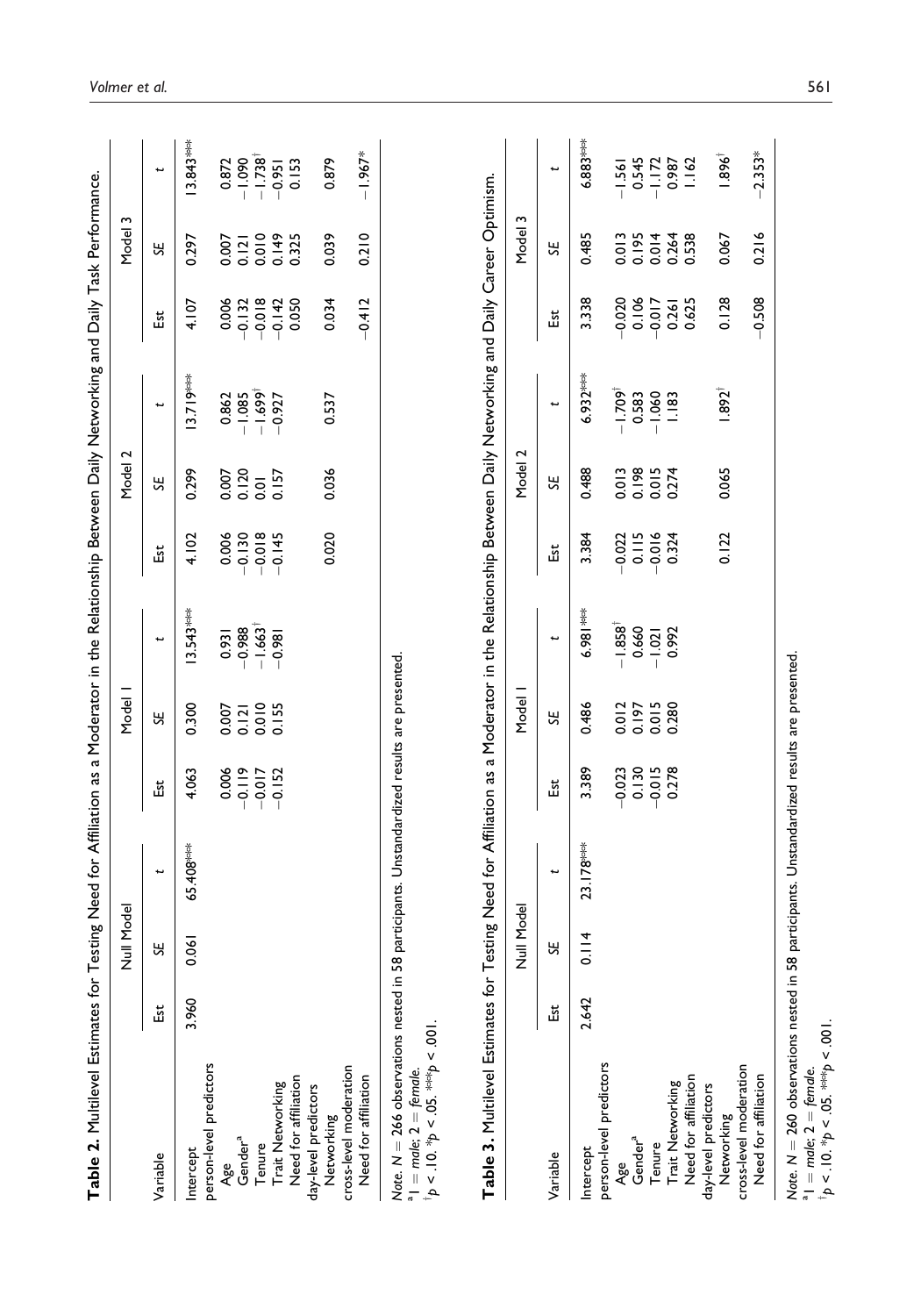**Table 2.** Multilevel Estimates for Testing Need for Affiliation as a Moderator in the Relationship Between Daily Networking and Daily Task Performance.

| Variable | Null Model | | | Model 1 | | | Model 2 | | | Model 3 | | |
|---|---|---|---|---|---|---|---|---|---|---|---|---|
| | Est | SE | t | Est | SE | t | Est | SE | t | Est | SE | t |
| Intercept | 3.960 | 0.061 | 65.408*** | 4.063 | 0.300 | 13.543*** | 4.102 | 0.299 | 13.719*** | 4.107 | 0.297 | 13.843*** |
| person-level predictors | | | | | | | | | | | | |
| Age | | | | 0.006 | 0.007 | 0.931 | 0.006 | 0.007 | 0.862 | 0.006 | 0.007 | 0.872 |
| Gender[a] | | | | −0.119 | 0.121 | −0.988 | −0.130 | 0.120 | −1.085 | −0.132 | 0.121 | −1.090 |
| Tenure | | | | −0.017 | 0.010 | −1.663[†] | −0.018 | 0.01 | −1.699[†] | −0.018 | 0.010 | −1.738[†] |
| Trait Networking | | | | −0.152 | 0.155 | −0.981 | −0.145 | 0.157 | −0.927 | −0.142 | 0.149 | −0.951 |
| Need for affiliation | | | | | | | | | | 0.050 | 0.325 | 0.153 |
| day-level predictors | | | | | | | | | | | | |
| Networking | | | | | | | 0.020 | 0.036 | 0.537 | 0.034 | 0.039 | 0.879 |
| cross-level moderation | | | | | | | | | | | | |
| Need for affiliation | | | | | | | | | | −0.412 | 0.210 | −1.967* |

*Note.* $N = 266$ observations nested in 58 participants. Unstandardized results are presented.
[a] 1 = *male*; 2 = *female*.
[†] $p < .10$. * $p < .05$. *** $p < .001$.

**Table 3.** Multilevel Estimates for Testing Need for Affiliation as a Moderator in the Relationship Between Daily Networking and Daily Career Optimism.

| Variable | Null Model | | | Model 1 | | | Model 2 | | | Model 3 | | |
|---|---|---|---|---|---|---|---|---|---|---|---|---|
| | Est | SE | t | Est | SE | t | Est | SE | t | Est | SE | t |
| Intercept | 2.642 | 0.114 | 23.178*** | 3.389 | 0.486 | 6.981*** | 3.384 | 0.488 | 6.932*** | 3.338 | 0.485 | 6.883*** |
| person-level predictors | | | | | | | | | | | | |
| Age | | | | −0.023 | 0.012 | −1.858[†] | −0.022 | 0.013 | −1.709[†] | −0.020 | 0.013 | −1.561 |
| Gender[a] | | | | 0.130 | 0.197 | 0.660 | 0.115 | 0.198 | 0.583 | 0.106 | 0.195 | 0.545 |
| Tenure | | | | −0.015 | 0.015 | −1.021 | −0.016 | 0.015 | −1.060 | −0.017 | 0.014 | −1.172 |
| Trait Networking | | | | 0.278 | 0.280 | 0.992 | 0.324 | 0.274 | 1.183 | 0.261 | 0.264 | 0.987 |
| Need for affiliation | | | | | | | | | | 0.625 | 0.538 | 1.162 |
| day-level predictors | | | | | | | | | | | | |
| Networking | | | | | | | 0.122 | 0.065 | 1.892[†] | 0.128 | 0.067 | 1.896[†] |
| cross-level moderation | | | | | | | | | | | | |
| Need for affiliation | | | | | | | | | | −0.508 | 0.216 | −2.353* |

*Note.* $N = 260$ observations nested in 58 participants. Unstandardized results are presented.
[a] 1 = *male*; 2 = *female*.
[†] $p < .10$. * $p < .05$. *** $p < .001$.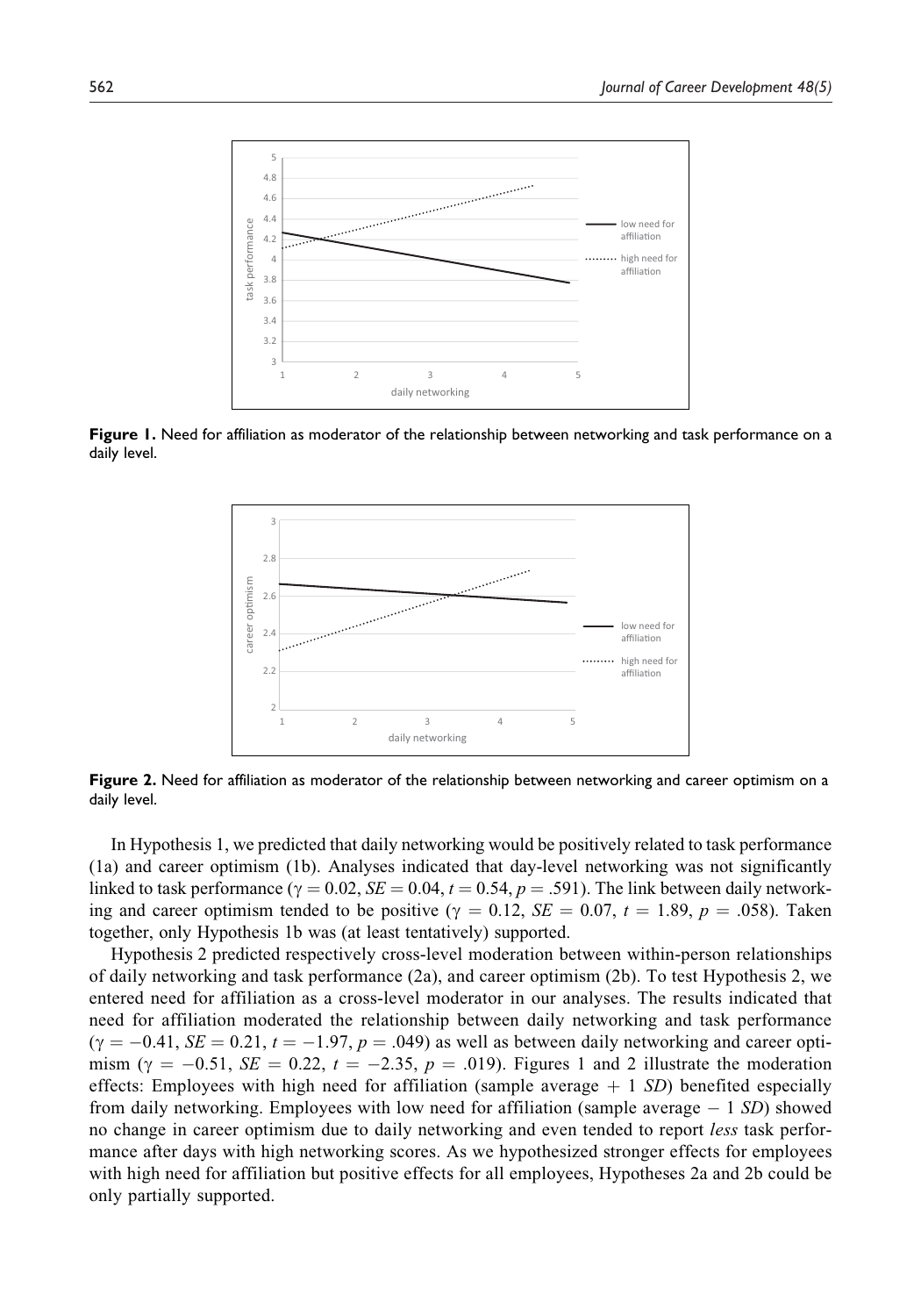**Figure 1.** Need for affiliation as moderator of the relationship between networking and task performance on a daily level.

**Figure 2.** Need for affiliation as moderator of the relationship between networking and career optimism on a daily level.

In Hypothesis 1, we predicted that daily networking would be positively related to task performance (1a) and career optimism (1b). Analyses indicated that day-level networking was not significantly linked to task performance ($\gamma = 0.02$, $SE = 0.04$, $t = 0.54$, $p = .591$). The link between daily networking and career optimism tended to be positive ($\gamma = 0.12$, $SE = 0.07$, $t = 1.89$, $p = .058$). Taken together, only Hypothesis 1b was (at least tentatively) supported.

Hypothesis 2 predicted respectively cross-level moderation between within-person relationships of daily networking and task performance (2a), and career optimism (2b). To test Hypothesis 2, we entered need for affiliation as a cross-level moderator in our analyses. The results indicated that need for affiliation moderated the relationship between daily networking and task performance ($\gamma = -0.41$, $SE = 0.21$, $t = -1.97$, $p = .049$) as well as between daily networking and career optimism ($\gamma = -0.51$, $SE = 0.22$, $t = -2.35$, $p = .019$). Figures 1 and 2 illustrate the moderation effects: Employees with high need for affiliation (sample average + 1 *SD*) benefited especially from daily networking. Employees with low need for affiliation (sample average − 1 *SD*) showed no change in career optimism due to daily networking and even tended to report *less* task performance after days with high networking scores. As we hypothesized stronger effects for employees with high need for affiliation but positive effects for all employees, Hypotheses 2a and 2b could be only partially supported.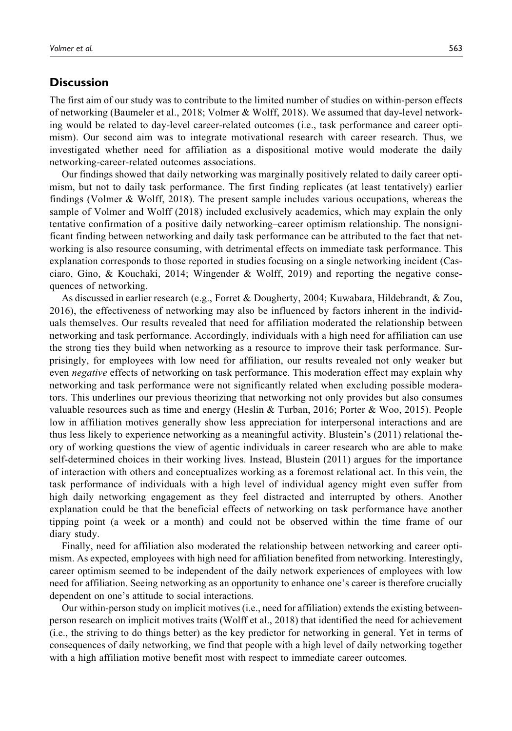## Discussion

The first aim of our study was to contribute to the limited number of studies on within-person effects of networking (Baumeler et al., 2018; Volmer & Wolff, 2018). We assumed that day-level networking would be related to day-level career-related outcomes (i.e., task performance and career optimism). Our second aim was to integrate motivational research with career research. Thus, we investigated whether need for affiliation as a dispositional motive would moderate the daily networking-career-related outcomes associations.

Our findings showed that daily networking was marginally positively related to daily career optimism, but not to daily task performance. The first finding replicates (at least tentatively) earlier findings (Volmer & Wolff, 2018). The present sample includes various occupations, whereas the sample of Volmer and Wolff (2018) included exclusively academics, which may explain the only tentative confirmation of a positive daily networking–career optimism relationship. The nonsignificant finding between networking and daily task performance can be attributed to the fact that networking is also resource consuming, with detrimental effects on immediate task performance. This explanation corresponds to those reported in studies focusing on a single networking incident (Casciaro, Gino, & Kouchaki, 2014; Wingender & Wolff, 2019) and reporting the negative consequences of networking.

As discussed in earlier research (e.g., Forret & Dougherty, 2004; Kuwabara, Hildebrandt, & Zou, 2016), the effectiveness of networking may also be influenced by factors inherent in the individuals themselves. Our results revealed that need for affiliation moderated the relationship between networking and task performance. Accordingly, individuals with a high need for affiliation can use the strong ties they build when networking as a resource to improve their task performance. Surprisingly, for employees with low need for affiliation, our results revealed not only weaker but even *negative* effects of networking on task performance. This moderation effect may explain why networking and task performance were not significantly related when excluding possible moderators. This underlines our previous theorizing that networking not only provides but also consumes valuable resources such as time and energy (Heslin & Turban, 2016; Porter & Woo, 2015). People low in affiliation motives generally show less appreciation for interpersonal interactions and are thus less likely to experience networking as a meaningful activity. Blustein's (2011) relational theory of working questions the view of agentic individuals in career research who are able to make self-determined choices in their working lives. Instead, Blustein (2011) argues for the importance of interaction with others and conceptualizes working as a foremost relational act. In this vein, the task performance of individuals with a high level of individual agency might even suffer from high daily networking engagement as they feel distracted and interrupted by others. Another explanation could be that the beneficial effects of networking on task performance have another tipping point (a week or a month) and could not be observed within the time frame of our diary study.

Finally, need for affiliation also moderated the relationship between networking and career optimism. As expected, employees with high need for affiliation benefited from networking. Interestingly, career optimism seemed to be independent of the daily network experiences of employees with low need for affiliation. Seeing networking as an opportunity to enhance one's career is therefore crucially dependent on one's attitude to social interactions.

Our within-person study on implicit motives (i.e., need for affiliation) extends the existing between-person research on implicit motives traits (Wolff et al., 2018) that identified the need for achievement (i.e., the striving to do things better) as the key predictor for networking in general. Yet in terms of consequences of daily networking, we find that people with a high level of daily networking together with a high affiliation motive benefit most with respect to immediate career outcomes.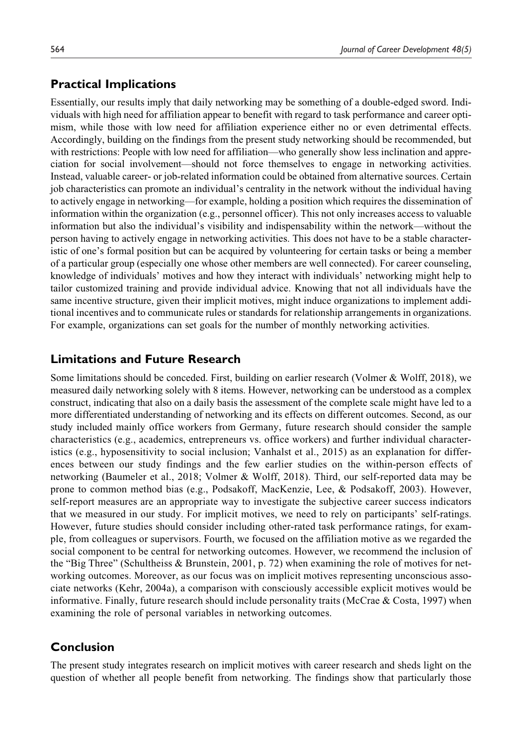## Practical Implications

Essentially, our results imply that daily networking may be something of a double-edged sword. Individuals with high need for affiliation appear to benefit with regard to task performance and career optimism, while those with low need for affiliation experience either no or even detrimental effects. Accordingly, building on the findings from the present study networking should be recommended, but with restrictions: People with low need for affiliation—who generally show less inclination and appreciation for social involvement—should not force themselves to engage in networking activities. Instead, valuable career- or job-related information could be obtained from alternative sources. Certain job characteristics can promote an individual's centrality in the network without the individual having to actively engage in networking—for example, holding a position which requires the dissemination of information within the organization (e.g., personnel officer). This not only increases access to valuable information but also the individual's visibility and indispensability within the network—without the person having to actively engage in networking activities. This does not have to be a stable characteristic of one's formal position but can be acquired by volunteering for certain tasks or being a member of a particular group (especially one whose other members are well connected). For career counseling, knowledge of individuals' motives and how they interact with individuals' networking might help to tailor customized training and provide individual advice. Knowing that not all individuals have the same incentive structure, given their implicit motives, might induce organizations to implement additional incentives and to communicate rules or standards for relationship arrangements in organizations. For example, organizations can set goals for the number of monthly networking activities.

## Limitations and Future Research

Some limitations should be conceded. First, building on earlier research (Volmer & Wolff, 2018), we measured daily networking solely with 8 items. However, networking can be understood as a complex construct, indicating that also on a daily basis the assessment of the complete scale might have led to a more differentiated understanding of networking and its effects on different outcomes. Second, as our study included mainly office workers from Germany, future research should consider the sample characteristics (e.g., academics, entrepreneurs vs. office workers) and further individual characteristics (e.g., hyposensitivity to social inclusion; Vanhalst et al., 2015) as an explanation for differences between our study findings and the few earlier studies on the within-person effects of networking (Baumeler et al., 2018; Volmer & Wolff, 2018). Third, our self-reported data may be prone to common method bias (e.g., Podsakoff, MacKenzie, Lee, & Podsakoff, 2003). However, self-report measures are an appropriate way to investigate the subjective career success indicators that we measured in our study. For implicit motives, we need to rely on participants' self-ratings. However, future studies should consider including other-rated task performance ratings, for example, from colleagues or supervisors. Fourth, we focused on the affiliation motive as we regarded the social component to be central for networking outcomes. However, we recommend the inclusion of the "Big Three" (Schultheiss & Brunstein, 2001, p. 72) when examining the role of motives for networking outcomes. Moreover, as our focus was on implicit motives representing unconscious associate networks (Kehr, 2004a), a comparison with consciously accessible explicit motives would be informative. Finally, future research should include personality traits (McCrae & Costa, 1997) when examining the role of personal variables in networking outcomes.

## Conclusion

The present study integrates research on implicit motives with career research and sheds light on the question of whether all people benefit from networking. The findings show that particularly those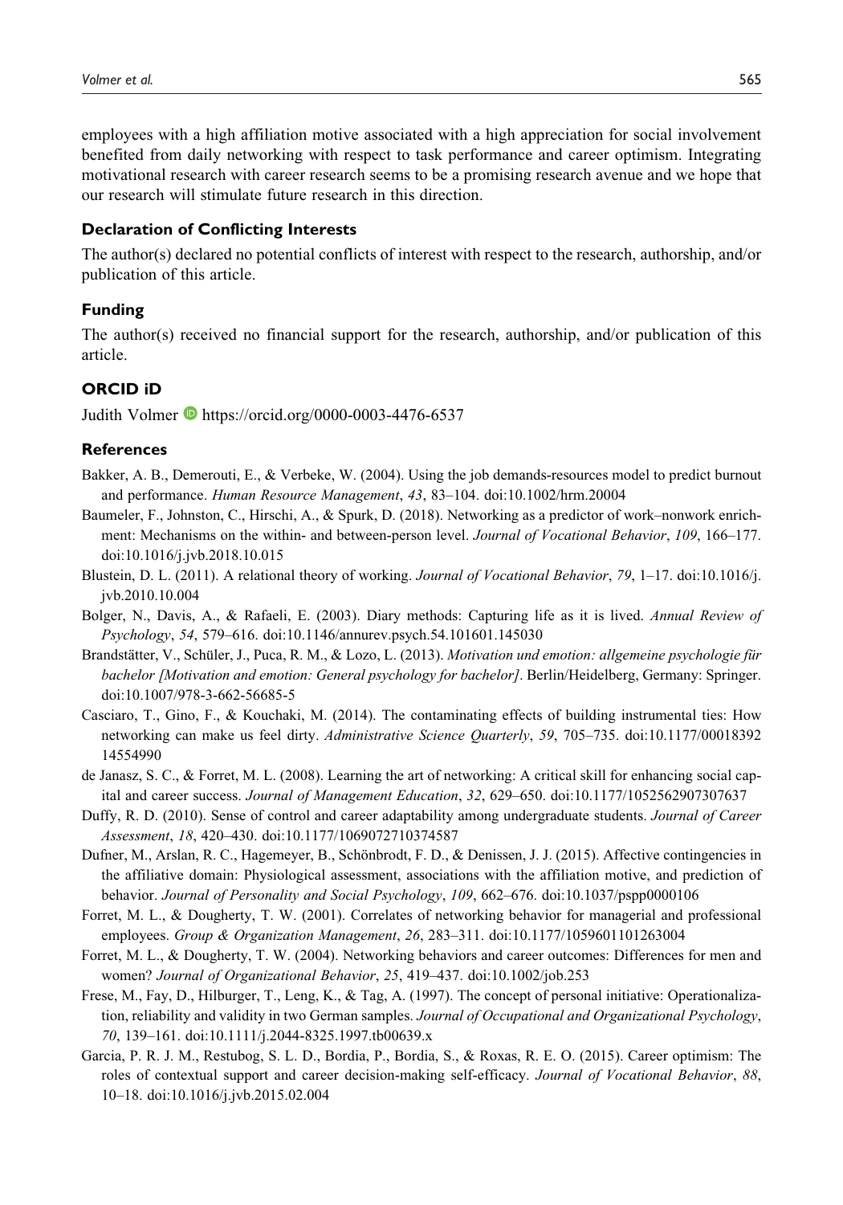employees with a high affiliation motive associated with a high appreciation for social involvement benefited from daily networking with respect to task performance and career optimism. Integrating motivational research with career research seems to be a promising research avenue and we hope that our research will stimulate future research in this direction.

### Declaration of Conflicting Interests

The author(s) declared no potential conflicts of interest with respect to the research, authorship, and/or publication of this article.

### Funding

The author(s) received no financial support for the research, authorship, and/or publication of this article.

### ORCID iD

Judith Volmer https://orcid.org/0000-0003-4476-6537

### References

Bakker, A. B., Demerouti, E., & Verbeke, W. (2004). Using the job demands-resources model to predict burnout and performance. *Human Resource Management*, *43*, 83–104. doi:10.1002/hrm.20004

Baumeler, F., Johnston, C., Hirschi, A., & Spurk, D. (2018). Networking as a predictor of work–nonwork enrichment: Mechanisms on the within- and between-person level. *Journal of Vocational Behavior*, *109*, 166–177. doi:10.1016/j.jvb.2018.10.015

Blustein, D. L. (2011). A relational theory of working. *Journal of Vocational Behavior*, *79*, 1–17. doi:10.1016/j.jvb.2010.10.004

Bolger, N., Davis, A., & Rafaeli, E. (2003). Diary methods: Capturing life as it is lived. *Annual Review of Psychology*, *54*, 579–616. doi:10.1146/annurev.psych.54.101601.145030

Brandstätter, V., Schüler, J., Puca, R. M., & Lozo, L. (2013). *Motivation und emotion: allgemeine psychologie für bachelor [Motivation and emotion: General psychology for bachelor]*. Berlin/Heidelberg, Germany: Springer. doi:10.1007/978-3-662-56685-5

Casciaro, T., Gino, F., & Kouchaki, M. (2014). The contaminating effects of building instrumental ties: How networking can make us feel dirty. *Administrative Science Quarterly*, *59*, 705–735. doi:10.1177/0001839214554990

de Janasz, S. C., & Forret, M. L. (2008). Learning the art of networking: A critical skill for enhancing social capital and career success. *Journal of Management Education*, *32*, 629–650. doi:10.1177/1052562907307637

Duffy, R. D. (2010). Sense of control and career adaptability among undergraduate students. *Journal of Career Assessment*, *18*, 420–430. doi:10.1177/1069072710374587

Dufner, M., Arslan, R. C., Hagemeyer, B., Schönbrodt, F. D., & Denissen, J. J. (2015). Affective contingencies in the affiliative domain: Physiological assessment, associations with the affiliation motive, and prediction of behavior. *Journal of Personality and Social Psychology*, *109*, 662–676. doi:10.1037/pspp0000106

Forret, M. L., & Dougherty, T. W. (2001). Correlates of networking behavior for managerial and professional employees. *Group & Organization Management*, *26*, 283–311. doi:10.1177/1059601101263004

Forret, M. L., & Dougherty, T. W. (2004). Networking behaviors and career outcomes: Differences for men and women? *Journal of Organizational Behavior*, *25*, 419–437. doi:10.1002/job.253

Frese, M., Fay, D., Hilburger, T., Leng, K., & Tag, A. (1997). The concept of personal initiative: Operationalization, reliability and validity in two German samples. *Journal of Occupational and Organizational Psychology*, *70*, 139–161. doi:10.1111/j.2044-8325.1997.tb00639.x

Garcia, P. R. J. M., Restubog, S. L. D., Bordia, P., Bordia, S., & Roxas, R. E. O. (2015). Career optimism: The roles of contextual support and career decision-making self-efficacy. *Journal of Vocational Behavior*, *88*, 10–18. doi:10.1016/j.jvb.2015.02.004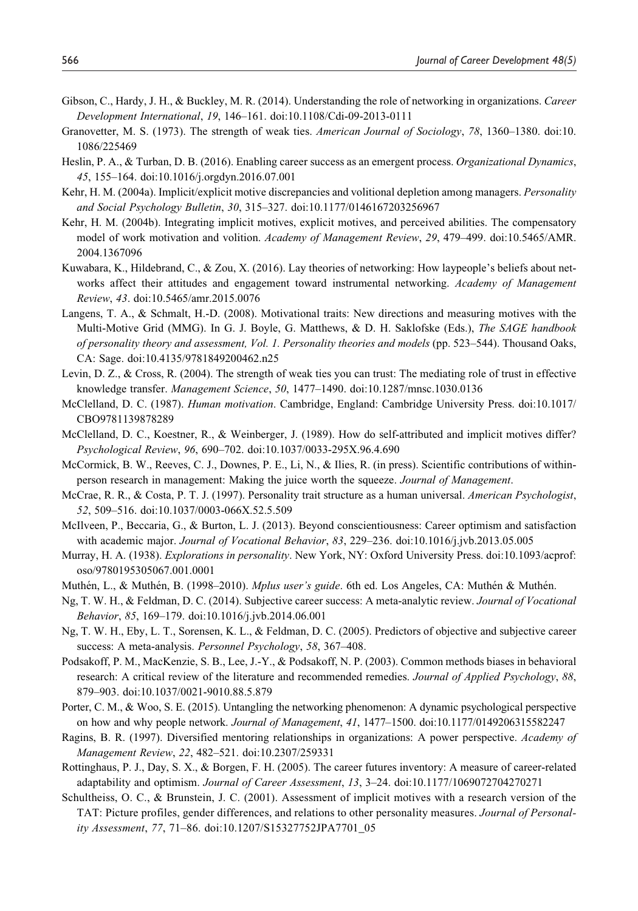Gibson, C., Hardy, J. H., & Buckley, M. R. (2014). Understanding the role of networking in organizations. *Career Development International*, *19*, 146–161. doi:10.1108/Cdi-09-2013-0111

Granovetter, M. S. (1973). The strength of weak ties. *American Journal of Sociology*, *78*, 1360–1380. doi:10.1086/225469

Heslin, P. A., & Turban, D. B. (2016). Enabling career success as an emergent process. *Organizational Dynamics*, *45*, 155–164. doi:10.1016/j.orgdyn.2016.07.001

Kehr, H. M. (2004a). Implicit/explicit motive discrepancies and volitional depletion among managers. *Personality and Social Psychology Bulletin*, *30*, 315–327. doi:10.1177/0146167203256967

Kehr, H. M. (2004b). Integrating implicit motives, explicit motives, and perceived abilities. The compensatory model of work motivation and volition. *Academy of Management Review*, *29*, 479–499. doi:10.5465/AMR.2004.1367096

Kuwabara, K., Hildebrand, C., & Zou, X. (2016). Lay theories of networking: How laypeople's beliefs about networks affect their attitudes and engagement toward instrumental networking. *Academy of Management Review*, *43*. doi:10.5465/amr.2015.0076

Langens, T. A., & Schmalt, H.-D. (2008). Motivational traits: New directions and measuring motives with the Multi-Motive Grid (MMG). In G. J. Boyle, G. Matthews, & D. H. Saklofske (Eds.), *The SAGE handbook of personality theory and assessment, Vol. 1. Personality theories and models* (pp. 523–544). Thousand Oaks, CA: Sage. doi:10.4135/9781849200462.n25

Levin, D. Z., & Cross, R. (2004). The strength of weak ties you can trust: The mediating role of trust in effective knowledge transfer. *Management Science*, *50*, 1477–1490. doi:10.1287/mnsc.1030.0136

McClelland, D. C. (1987). *Human motivation*. Cambridge, England: Cambridge University Press. doi:10.1017/CBO9781139878289

McClelland, D. C., Koestner, R., & Weinberger, J. (1989). How do self-attributed and implicit motives differ? *Psychological Review*, *96*, 690–702. doi:10.1037/0033-295X.96.4.690

McCormick, B. W., Reeves, C. J., Downes, P. E., Li, N., & Ilies, R. (in press). Scientific contributions of within-person research in management: Making the juice worth the squeeze. *Journal of Management*.

McCrae, R. R., & Costa, P. T. J. (1997). Personality trait structure as a human universal. *American Psychologist*, *52*, 509–516. doi:10.1037/0003-066X.52.5.509

McIlveen, P., Beccaria, G., & Burton, L. J. (2013). Beyond conscientiousness: Career optimism and satisfaction with academic major. *Journal of Vocational Behavior*, *83*, 229–236. doi:10.1016/j.jvb.2013.05.005

Murray, H. A. (1938). *Explorations in personality*. New York, NY: Oxford University Press. doi:10.1093/acprof:oso/9780195305067.001.0001

Muthén, L., & Muthén, B. (1998–2010). *Mplus user's guide*. 6th ed. Los Angeles, CA: Muthén & Muthén.

Ng, T. W. H., & Feldman, D. C. (2014). Subjective career success: A meta-analytic review. *Journal of Vocational Behavior*, *85*, 169–179. doi:10.1016/j.jvb.2014.06.001

Ng, T. W. H., Eby, L. T., Sorensen, K. L., & Feldman, D. C. (2005). Predictors of objective and subjective career success: A meta-analysis. *Personnel Psychology*, *58*, 367–408.

Podsakoff, P. M., MacKenzie, S. B., Lee, J.-Y., & Podsakoff, N. P. (2003). Common methods biases in behavioral research: A critical review of the literature and recommended remedies. *Journal of Applied Psychology*, *88*, 879–903. doi:10.1037/0021-9010.88.5.879

Porter, C. M., & Woo, S. E. (2015). Untangling the networking phenomenon: A dynamic psychological perspective on how and why people network. *Journal of Management*, *41*, 1477–1500. doi:10.1177/0149206315582247

Ragins, B. R. (1997). Diversified mentoring relationships in organizations: A power perspective. *Academy of Management Review*, *22*, 482–521. doi:10.2307/259331

Rottinghaus, P. J., Day, S. X., & Borgen, F. H. (2005). The career futures inventory: A measure of career-related adaptability and optimism. *Journal of Career Assessment*, *13*, 3–24. doi:10.1177/1069072704270271

Schultheiss, O. C., & Brunstein, J. C. (2001). Assessment of implicit motives with a research version of the TAT: Picture profiles, gender differences, and relations to other personality measures. *Journal of Personality Assessment*, *77*, 71–86. doi:10.1207/S15327752JPA7701_05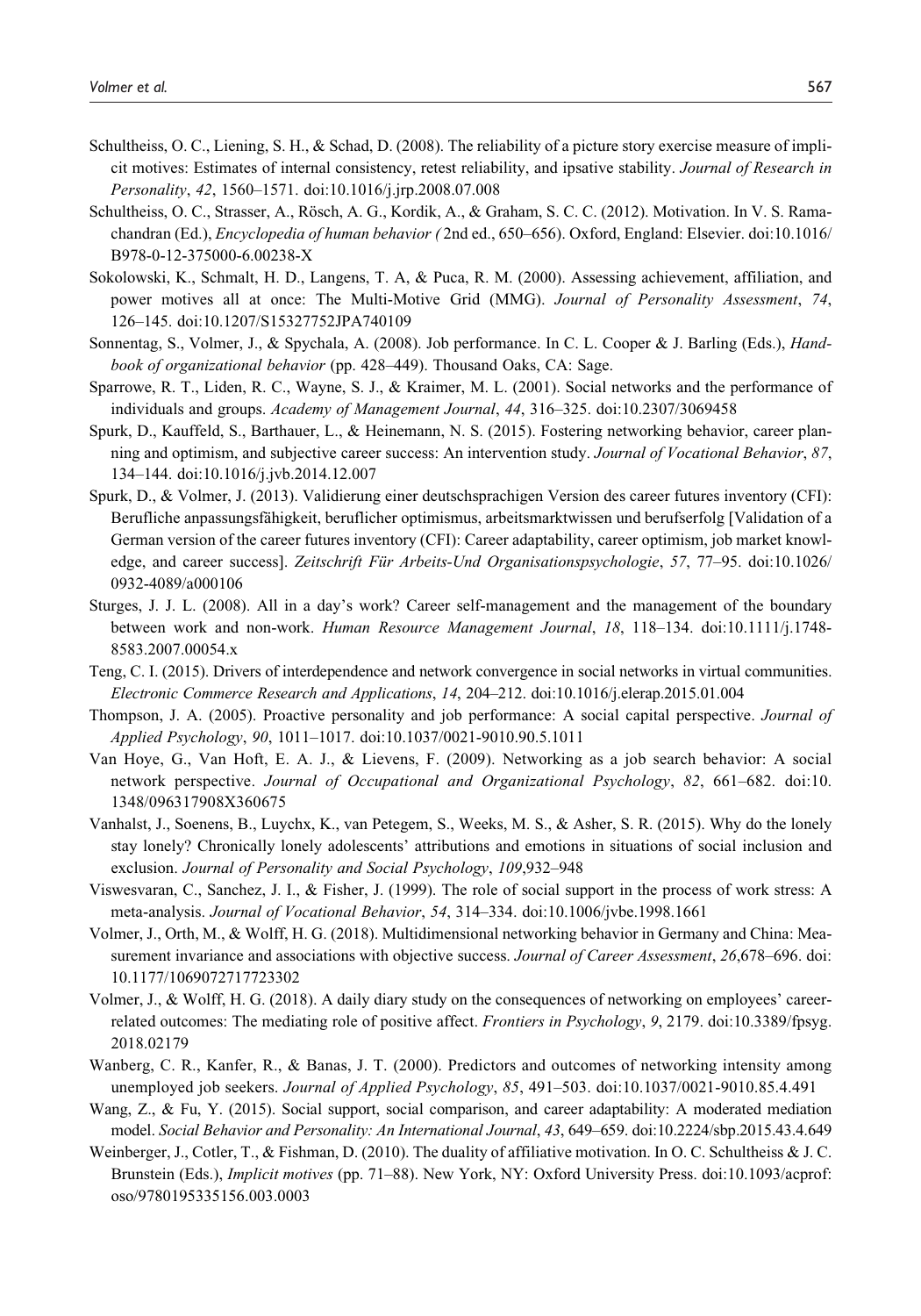Schultheiss, O. C., Liening, S. H., & Schad, D. (2008). The reliability of a picture story exercise measure of implicit motives: Estimates of internal consistency, retest reliability, and ipsative stability. *Journal of Research in Personality*, *42*, 1560–1571. doi:10.1016/j.jrp.2008.07.008

Schultheiss, O. C., Strasser, A., Rösch, A. G., Kordik, A., & Graham, S. C. C. (2012). Motivation. In V. S. Ramachandran (Ed.), *Encyclopedia of human behavior (* 2nd ed., 650–656). Oxford, England: Elsevier. doi:10.1016/B978-0-12-375000-6.00238-X

Sokolowski, K., Schmalt, H. D., Langens, T. A, & Puca, R. M. (2000). Assessing achievement, affiliation, and power motives all at once: The Multi-Motive Grid (MMG). *Journal of Personality Assessment*, *74*, 126–145. doi:10.1207/S15327752JPA740109

Sonnentag, S., Volmer, J., & Spychala, A. (2008). Job performance. In C. L. Cooper & J. Barling (Eds.), *Handbook of organizational behavior* (pp. 428–449). Thousand Oaks, CA: Sage.

Sparrowe, R. T., Liden, R. C., Wayne, S. J., & Kraimer, M. L. (2001). Social networks and the performance of individuals and groups. *Academy of Management Journal*, *44*, 316–325. doi:10.2307/3069458

Spurk, D., Kauffeld, S., Barthauer, L., & Heinemann, N. S. (2015). Fostering networking behavior, career planning and optimism, and subjective career success: An intervention study. *Journal of Vocational Behavior*, *87*, 134–144. doi:10.1016/j.jvb.2014.12.007

Spurk, D., & Volmer, J. (2013). Validierung einer deutschsprachigen Version des career futures inventory (CFI): Berufliche anpassungsfähigkeit, beruflicher optimismus, arbeitsmarktwissen und berufserfolg [Validation of a German version of the career futures inventory (CFI): Career adaptability, career optimism, job market knowledge, and career success]. *Zeitschrift Für Arbeits-Und Organisationspsychologie*, *57*, 77–95. doi:10.1026/0932-4089/a000106

Sturges, J. J. L. (2008). All in a day's work? Career self-management and the management of the boundary between work and non-work. *Human Resource Management Journal*, *18*, 118–134. doi:10.1111/j.1748-8583.2007.00054.x

Teng, C. I. (2015). Drivers of interdependence and network convergence in social networks in virtual communities. *Electronic Commerce Research and Applications*, *14*, 204–212. doi:10.1016/j.elerap.2015.01.004

Thompson, J. A. (2005). Proactive personality and job performance: A social capital perspective. *Journal of Applied Psychology*, *90*, 1011–1017. doi:10.1037/0021-9010.90.5.1011

Van Hoye, G., Van Hoft, E. A. J., & Lievens, F. (2009). Networking as a job search behavior: A social network perspective. *Journal of Occupational and Organizational Psychology*, *82*, 661–682. doi:10.1348/096317908X360675

Vanhalst, J., Soenens, B., Luychx, K., van Petegem, S., Weeks, M. S., & Asher, S. R. (2015). Why do the lonely stay lonely? Chronically lonely adolescents' attributions and emotions in situations of social inclusion and exclusion. *Journal of Personality and Social Psychology*, *109*,932–948

Viswesvaran, C., Sanchez, J. I., & Fisher, J. (1999). The role of social support in the process of work stress: A meta-analysis. *Journal of Vocational Behavior*, *54*, 314–334. doi:10.1006/jvbe.1998.1661

Volmer, J., Orth, M., & Wolff, H. G. (2018). Multidimensional networking behavior in Germany and China: Measurement invariance and associations with objective success. *Journal of Career Assessment*, *26*,678–696. doi:10.1177/1069072717723302

Volmer, J., & Wolff, H. G. (2018). A daily diary study on the consequences of networking on employees' career-related outcomes: The mediating role of positive affect. *Frontiers in Psychology*, *9*, 2179. doi:10.3389/fpsyg.2018.02179

Wanberg, C. R., Kanfer, R., & Banas, J. T. (2000). Predictors and outcomes of networking intensity among unemployed job seekers. *Journal of Applied Psychology*, *85*, 491–503. doi:10.1037/0021-9010.85.4.491

Wang, Z., & Fu, Y. (2015). Social support, social comparison, and career adaptability: A moderated mediation model. *Social Behavior and Personality: An International Journal*, *43*, 649–659. doi:10.2224/sbp.2015.43.4.649

Weinberger, J., Cotler, T., & Fishman, D. (2010). The duality of affiliative motivation. In O. C. Schultheiss & J. C. Brunstein (Eds.), *Implicit motives* (pp. 71–88). New York, NY: Oxford University Press. doi:10.1093/acprof:oso/9780195335156.003.0003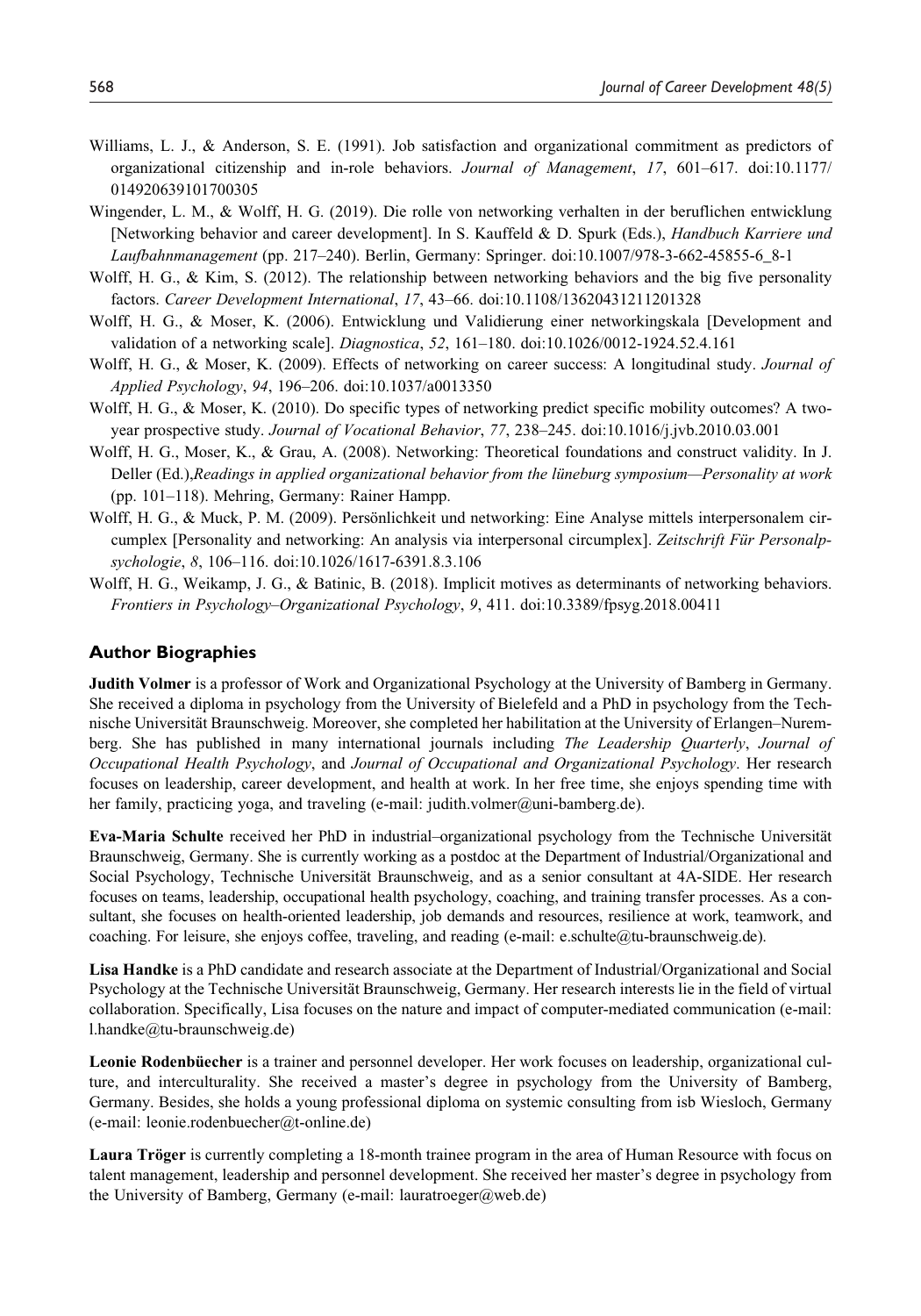Williams, L. J., & Anderson, S. E. (1991). Job satisfaction and organizational commitment as predictors of organizational citizenship and in-role behaviors. *Journal of Management*, *17*, 601–617. doi:10.1177/014920639101700305

Wingender, L. M., & Wolff, H. G. (2019). Die rolle von networking verhalten in der beruflichen entwicklung [Networking behavior and career development]. In S. Kauffeld & D. Spurk (Eds.), *Handbuch Karriere und Laufbahnmanagement* (pp. 217–240). Berlin, Germany: Springer. doi:10.1007/978-3-662-45855-6_8-1

Wolff, H. G., & Kim, S. (2012). The relationship between networking behaviors and the big five personality factors. *Career Development International*, *17*, 43–66. doi:10.1108/13620431211201328

Wolff, H. G., & Moser, K. (2006). Entwicklung und Validierung einer networkingskala [Development and validation of a networking scale]. *Diagnostica*, *52*, 161–180. doi:10.1026/0012-1924.52.4.161

Wolff, H. G., & Moser, K. (2009). Effects of networking on career success: A longitudinal study. *Journal of Applied Psychology*, *94*, 196–206. doi:10.1037/a0013350

Wolff, H. G., & Moser, K. (2010). Do specific types of networking predict specific mobility outcomes? A two-year prospective study. *Journal of Vocational Behavior*, *77*, 238–245. doi:10.1016/j.jvb.2010.03.001

Wolff, H. G., Moser, K., & Grau, A. (2008). Networking: Theoretical foundations and construct validity. In J. Deller (Ed.),*Readings in applied organizational behavior from the lüneburg symposium—Personality at work* (pp. 101–118). Mehring, Germany: Rainer Hampp.

Wolff, H. G., & Muck, P. M. (2009). Persönlichkeit und networking: Eine Analyse mittels interpersonalem circumplex [Personality and networking: An analysis via interpersonal circumplex]. *Zeitschrift Für Personalpsychologie*, *8*, 106–116. doi:10.1026/1617-6391.8.3.106

Wolff, H. G., Weikamp, J. G., & Batinic, B. (2018). Implicit motives as determinants of networking behaviors. *Frontiers in Psychology–Organizational Psychology*, *9*, 411. doi:10.3389/fpsyg.2018.00411

## Author Biographies

**Judith Volmer** is a professor of Work and Organizational Psychology at the University of Bamberg in Germany. She received a diploma in psychology from the University of Bielefeld and a PhD in psychology from the Technische Universität Braunschweig. Moreover, she completed her habilitation at the University of Erlangen–Nuremberg. She has published in many international journals including *The Leadership Quarterly*, *Journal of Occupational Health Psychology*, and *Journal of Occupational and Organizational Psychology*. Her research focuses on leadership, career development, and health at work. In her free time, she enjoys spending time with her family, practicing yoga, and traveling (e-mail: judith.volmer@uni-bamberg.de).

**Eva-Maria Schulte** received her PhD in industrial–organizational psychology from the Technische Universität Braunschweig, Germany. She is currently working as a postdoc at the Department of Industrial/Organizational and Social Psychology, Technische Universität Braunschweig, and as a senior consultant at 4A-SIDE. Her research focuses on teams, leadership, occupational health psychology, coaching, and training transfer processes. As a consultant, she focuses on health-oriented leadership, job demands and resources, resilience at work, teamwork, and coaching. For leisure, she enjoys coffee, traveling, and reading (e-mail: e.schulte@tu-braunschweig.de).

**Lisa Handke** is a PhD candidate and research associate at the Department of Industrial/Organizational and Social Psychology at the Technische Universität Braunschweig, Germany. Her research interests lie in the field of virtual collaboration. Specifically, Lisa focuses on the nature and impact of computer-mediated communication (e-mail: l.handke@tu-braunschweig.de)

**Leonie Rodenbüecher** is a trainer and personnel developer. Her work focuses on leadership, organizational culture, and interculturality. She received a master's degree in psychology from the University of Bamberg, Germany. Besides, she holds a young professional diploma on systemic consulting from isb Wiesloch, Germany (e-mail: leonie.rodenbuecher@t-online.de)

**Laura Tröger** is currently completing a 18-month trainee program in the area of Human Resource with focus on talent management, leadership and personnel development. She received her master's degree in psychology from the University of Bamberg, Germany (e-mail: lauratroeger@web.de)